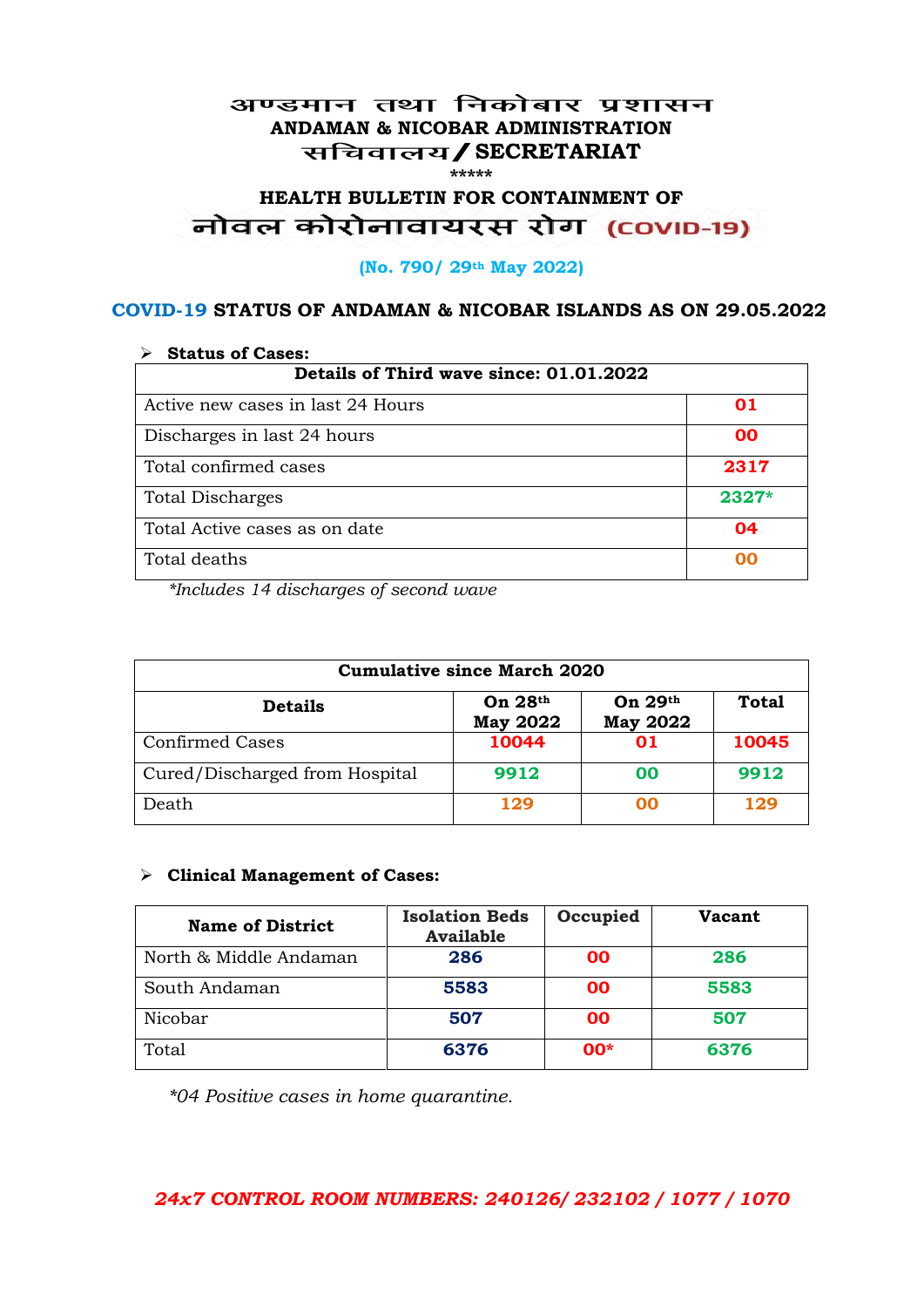# अण्डमान तथा निकोबार प्रशासन
## ANDAMAN & NICOBAR ADMINISTRATION
## सचिवालय / SECRETARIAT

*****

## HEALTH BULLETIN FOR CONTAINMENT OF
## नोवल कोरोनावायरस रोग (COVID-19)

**(No. 790/ 29th May 2022)**

### COVID-19 STATUS OF ANDAMAN & NICOBAR ISLANDS AS ON 29.05.2022

- **Status of Cases:**

| Details of Third wave since: 01.01.2022 | |
|---|---|
| Active new cases in last 24 Hours | 01 |
| Discharges in last 24 hours | 00 |
| Total confirmed cases | 2317 |
| Total Discharges | 2327* |
| Total Active cases as on date | 04 |
| Total deaths | 00 |

*\*Includes 14 discharges of second wave*

| Cumulative since March 2020 | | | |
|---|---|---|---|
| **Details** | **On 28th May 2022** | **On 29th May 2022** | **Total** |
| Confirmed Cases | 10044 | 01 | 10045 |
| Cured/Discharged from Hospital | 9912 | 00 | 9912 |
| Death | 129 | 00 | 129 |

- **Clinical Management of Cases:**

| Name of District | Isolation Beds Available | Occupied | Vacant |
|---|---|---|---|
| North & Middle Andaman | 286 | 00 | 286 |
| South Andaman | 5583 | 00 | 5583 |
| Nicobar | 507 | 00 | 507 |
| Total | 6376 | 00* | 6376 |

*\*04 Positive cases in home quarantine.*

***24x7 CONTROL ROOM NUMBERS: 240126/ 232102 / 1077 / 1070***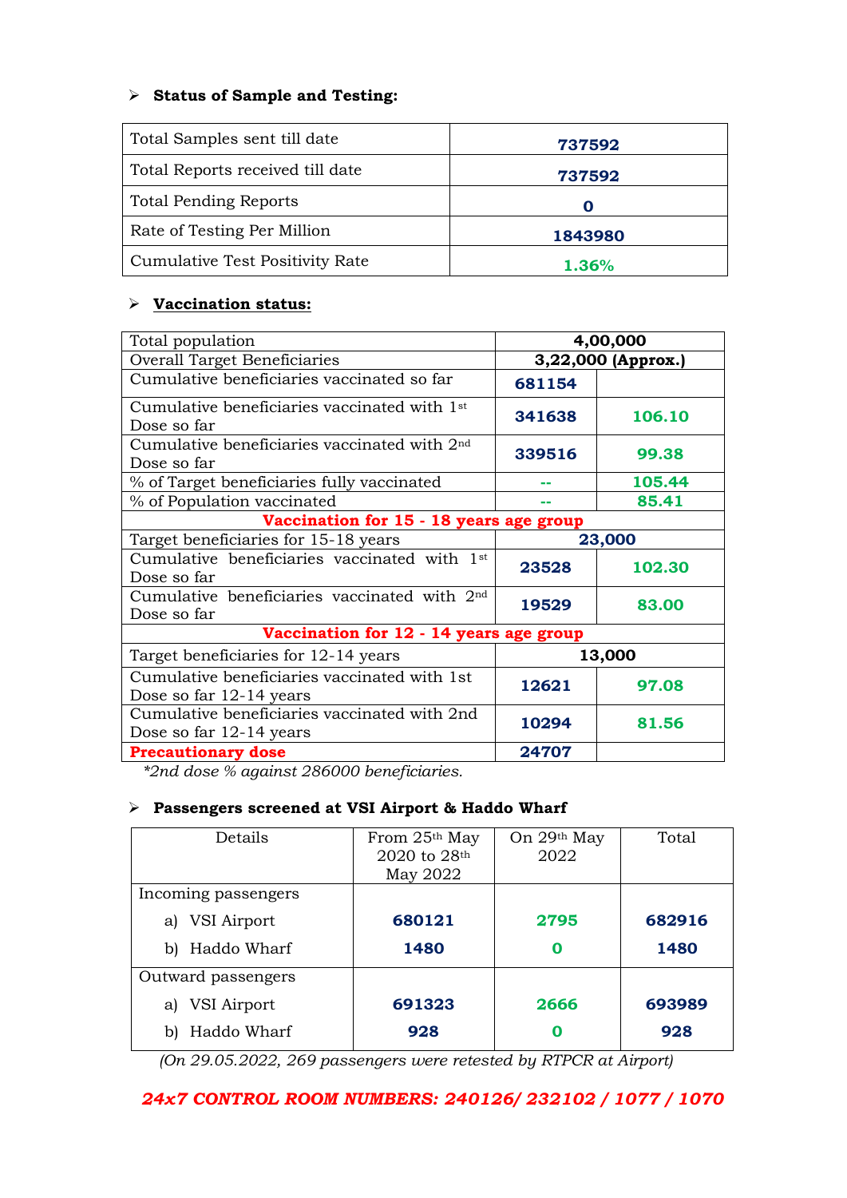- **Status of Sample and Testing:**

| | |
|---|---|
| Total Samples sent till date | 737592 |
| Total Reports received till date | 737592 |
| Total Pending Reports | 0 |
| Rate of Testing Per Million | 1843980 |
| Cumulative Test Positivity Rate | 1.36% |

- **Vaccination status:**

| | | |
|---|---|---|
| Total population | 4,00,000 | |
| Overall Target Beneficiaries | 3,22,000 (Approx.) | |
| Cumulative beneficiaries vaccinated so far | 681154 | |
| Cumulative beneficiaries vaccinated with 1st Dose so far | 341638 | 106.10 |
| Cumulative beneficiaries vaccinated with 2nd Dose so far | 339516 | 99.38 |
| % of Target beneficiaries fully vaccinated | -- | 105.44 |
| % of Population vaccinated | -- | 85.41 |
| **Vaccination for 15 - 18 years age group** | | |
| Target beneficiaries for 15-18 years | 23,000 | |
| Cumulative beneficiaries vaccinated with 1st Dose so far | 23528 | 102.30 |
| Cumulative beneficiaries vaccinated with 2nd Dose so far | 19529 | 83.00 |
| **Vaccination for 12 - 14 years age group** | | |
| Target beneficiaries for 12-14 years | 13,000 | |
| Cumulative beneficiaries vaccinated with 1st Dose so far 12-14 years | 12621 | 97.08 |
| Cumulative beneficiaries vaccinated with 2nd Dose so far 12-14 years | 10294 | 81.56 |
| **Precautionary dose** | 24707 | |

*\*2nd dose % against 286000 beneficiaries.*

- **Passengers screened at VSI Airport & Haddo Wharf**

| Details | From 25th May 2020 to 28th May 2022 | On 29th May 2022 | Total |
|---|---|---|---|
| Incoming passengers | | | |
| a) VSI Airport | 680121 | 2795 | 682916 |
| b) Haddo Wharf | 1480 | 0 | 1480 |
| Outward passengers | | | |
| a) VSI Airport | 691323 | 2666 | 693989 |
| b) Haddo Wharf | 928 | 0 | 928 |

*(On 29.05.2022, 269 passengers were retested by RTPCR at Airport)*

***24x7 CONTROL ROOM NUMBERS: 240126/ 232102 / 1077 / 1070***